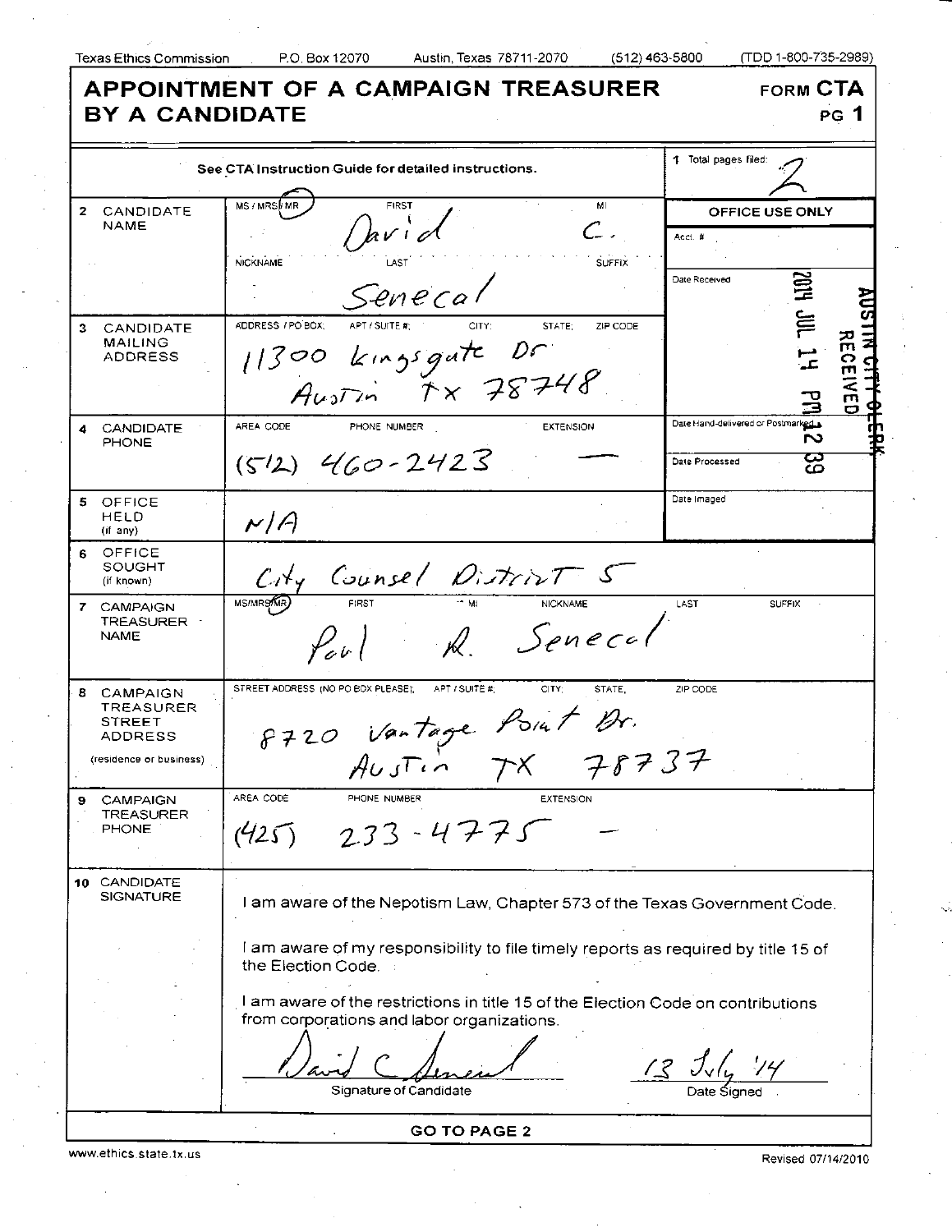Texas Ethics Commission P.O. Box 12070 Austin, Texas 78711-2070 (512) 463-5800 (TDD 1-800-735-2989)

# APPOINTMENT OF A CAMPAIGN TREASURER BY A CANDIDATE

**FORM CTA**
**PG 1**

See CTA Instruction Guide for detailed instructions.

1 Total pages filed: 2

| Field | Information |
|---|---|
| 2 CANDIDATE NAME | MS / MRS / MR (circled: MR) FIRST: David MI: C. NICKNAME: LAST: Senecal SUFFIX: |
| 3 CANDIDATE MAILING ADDRESS | ADDRESS / PO BOX; APT / SUITE #; CITY; STATE; ZIP CODE: 11300 Kingsgate Dr Austin TX 78748 |
| 4 CANDIDATE PHONE | AREA CODE PHONE NUMBER EXTENSION: (512) 460-2423 — |
| 5 OFFICE HELD (if any) | N/A |
| 6 OFFICE SOUGHT (if known) | City Counsel District 5 |
| 7 CAMPAIGN TREASURER NAME | MS/MRS/MR (circled: MR) FIRST: Paul MI: R. NICKNAME: LAST: Senecal SUFFIX: |
| 8 CAMPAIGN TREASURER STREET ADDRESS (residence or business) | STREET ADDRESS (NO PO BOX PLEASE); APT / SUITE #; CITY; STATE; ZIP CODE: 8720 Vantage Point Dr. Austin TX 78737 |
| 9 CAMPAIGN TREASURER PHONE | AREA CODE PHONE NUMBER EXTENSION: (425) 233-4775 — |

**OFFICE USE ONLY**

Acct. #

Date Received: AUSTIN CITY CLERK RECEIVED 2014 JUL 14 PM 12 39

Date Hand-delivered or Postmarked

Date Processed

Date Imaged

**10 CANDIDATE SIGNATURE**

I am aware of the Nepotism Law, Chapter 573 of the Texas Government Code.

I am aware of my responsibility to file timely reports as required by title 15 of the Election Code.

I am aware of the restrictions in title 15 of the Election Code on contributions from corporations and labor organizations.

David C Senecal — Signature of Candidate

13 July '14 — Date Signed

**GO TO PAGE 2**

www.ethics.state.tx.us

Revised 07/14/2010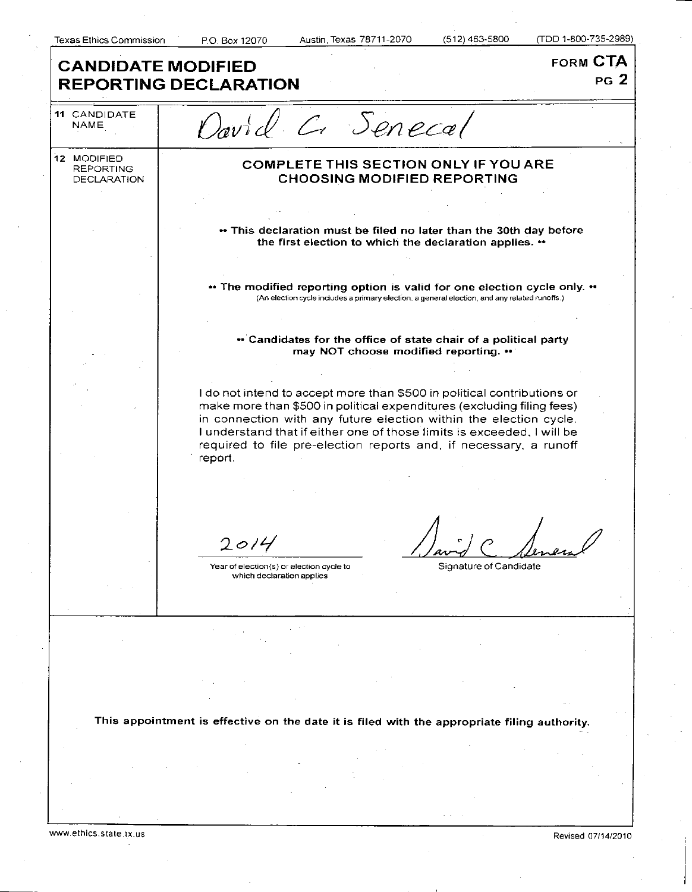# CANDIDATE MODIFIED REPORTING DECLARATION

**FORM CTA**
**PG 2**

| | |
|---|---|
| 11 CANDIDATE NAME | David C. Senecal |
| 12 MODIFIED REPORTING DECLARATION | **COMPLETE THIS SECTION ONLY IF YOU ARE CHOOSING MODIFIED REPORTING** |

**•• This declaration must be filed no later than the 30th day before the first election to which the declaration applies. ••**

**•• The modified reporting option is valid for one election cycle only. ••**
(An election cycle includes a primary election, a general election, and any related runoffs.)

**•• Candidates for the office of state chair of a political party may NOT choose modified reporting. ••**

I do not intend to accept more than $500 in political contributions or make more than $500 in political expenditures (excluding filing fees) in connection with any future election within the election cycle. I understand that if either one of those limits is exceeded, I will be required to file pre-election reports and, if necessary, a runoff report.

2014
Year of election(s) or election cycle to which declaration applies

David C Senecal
Signature of Candidate

**This appointment is effective on the date it is filed with the appropriate filing authority.**